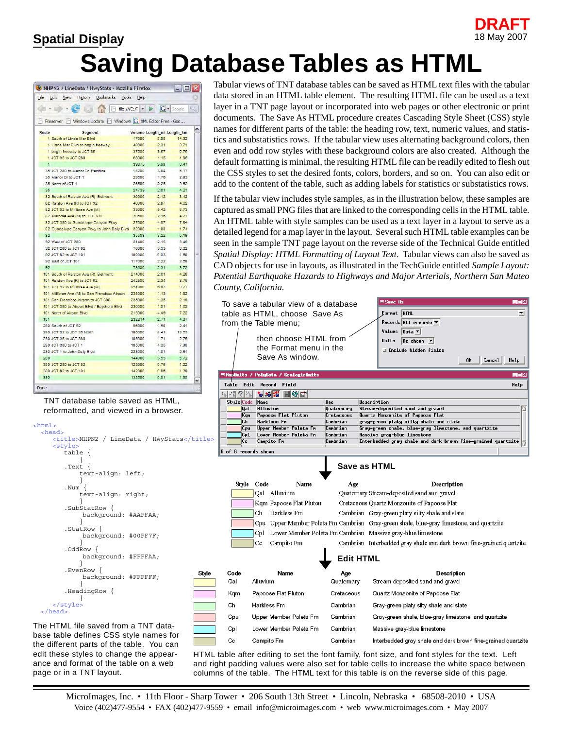**Spatial Display**

DRAFT
18 May 2007

# Saving Database Tables as HTML

Tabular views of TNT database tables can be saved as HTML text files with the tabular data stored in an HTML table element. The resulting HTML file can be used as a text layer in a TNT page layout or incorporated into web pages or other electronic or print documents. The Save As HTML procedure creates Cascading Style Sheet (CSS) style names for different parts of the table: the heading row, text, numeric values, and statistics and substatistics rows. If the tabular view uses alternating background colors, then even and odd row styles with these background colors are also created. Although the default formatting is minimal, the resulting HTML file can be readily edited to flesh out the CSS styles to set the desired fonts, colors, borders, and so on. You can also edit or add to the content of the table, such as adding labels for statistics or substatistics rows.

If the tabular view includes style samples, as in the illustration below, these samples are captured as small PNG files that are linked to the corresponding cells in the HTML table. An HTML table with style samples can be used as a text layer in a layout to serve as a detailed legend for a map layer in the layout. Several such HTML table examples can be seen in the sample TNT page layout on the reverse side of the Technical Guide entitled *Spatial Display: HTML Formatting of Layout Text*. Tabular views can also be saved as CAD objects for use in layouts, as illustrated in the TechGuide entitled *Sample Layout: Potential Earthquake Hazards to Highways and Major Arterials, Northern San Mateo County, California.*

TNT database table saved as HTML, reformatted, and viewed in a browser.

```
<html>
  <head>
    <title>NHPN2 / LineData / HwyStats</title>
    <style>
      table {
      }
      .Text {
        text-align: left;
      }
      .Num {
        text-align: right;
      }
      .SubStatRow {
        background: #AAFFAA;
      }
      .StatRow {
        background: #00FF7F;
      }
      .OddRow {
        background: #FFFFAA;
      }
      .EvenRow {
        background: #FFFFFF;
      }
      .HeadingRow {
      }
    </style>
  </head>
```

The HTML file saved from a TNT database table defines CSS style names for the different parts of the table. You can edit these styles to change the appearance and format of the table on a web page or in a TNT layout.

To save a tabular view of a database table as HTML, choose Save As from the Table menu;

then choose HTML from the Format menu in the Save As window.

**Save as HTML**

| Style | Code | Name | Age | Description |
|---|---|---|---|---|
| | Qal | Alluvium | Quaternary | Stream-deposited sand and gravel |
| | Kqm | Papoose Flat Pluton | Cretaceous | Quartz Monzonite of Papoose Flat |
| | Ch | Harkless Fm | Cambrian | Gray-green platy silty shale and slate |
| | Cpu | Upper Member Poleta Fm | Cambrian | Gray-green shale, blue-gray limestone, and quartzite |
| | Cpl | Lower Member Poleta Fm | Cambrian | Massive gray-blue limestone |
| | Cc | Campito Fm | Cambrian | Interbedded gray shale and dark brown fine-grained quartzite |

**Edit HTML**

| Style | Code | Name | Age | Description |
|---|---|---|---|---|
| | Qal | Alluvium | Quaternary | Stream-deposited sand and gravel |
| | Kqm | Papoose Flat Pluton | Cretaceous | Quartz Monzonite of Papoose Flat |
| | Ch | Harkless Fm | Cambrian | Gray-green platy silty shale and slate |
| | Cpu | Upper Member Poleta Fm | Cambrian | Gray-green shale, blue-gray limestone, and quartzite |
| | Cpl | Lower Member Poleta Fm | Cambrian | Massive gray-blue limestone |
| | Cc | Campito Fm | Cambrian | Interbedded gray shale and dark brown fine-grained quartzite |

HTML table after editing to set the font family, font size, and font styles for the text. Left and right padding values were also set for table cells to increase the white space between columns of the table. The HTML text for this table is on the reverse side of this page.

MicroImages, Inc. • 11th Floor - Sharp Tower • 206 South 13th Street • Lincoln, Nebraska • 68508-2010 • USA
Voice (402)477-9554 • FAX (402)477-9559 • email info@microimages.com • web www.microimages.com • May 2007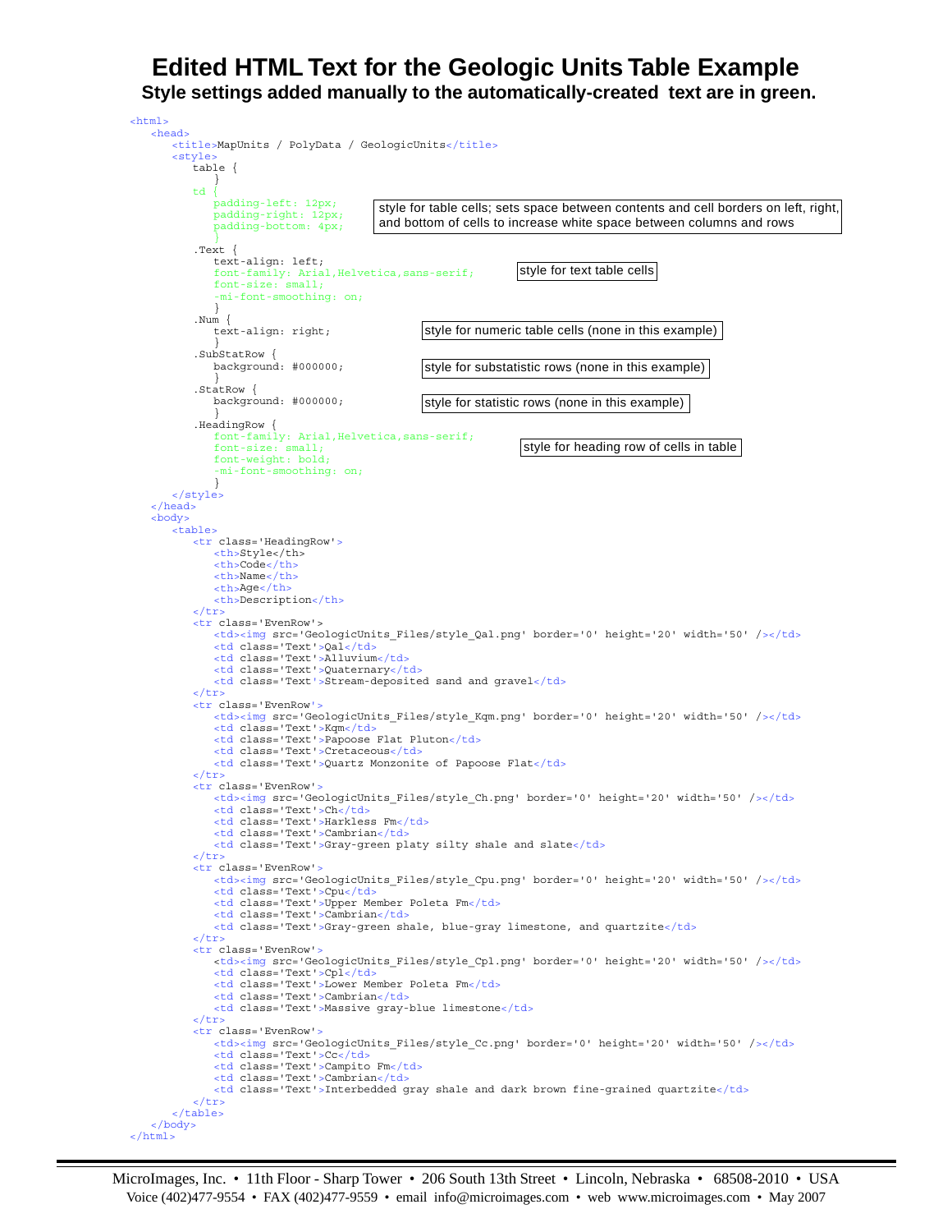# Edited HTML Text for the Geologic Units Table Example

## Style settings added manually to the automatically-created text are in green.

```html
<html>
   <head>
      <title>MapUnits / PolyData / GeologicUnits</title>
      <style>
         table {
            }
         td {
            padding-left: 12px;
            padding-right: 12px;
            padding-bottom: 4px;
            }
         .Text {
            text-align: left;
            font-family: Arial,Helvetica,sans-serif;
            font-size: small;
            -mi-font-smoothing: on;
            }
         .Num {
            text-align: right;
            }
         .SubStatRow {
            background: #000000;
            }
         .StatRow {
            background: #000000;
            }
         .HeadingRow {
            font-family: Arial,Helvetica,sans-serif;
            font-size: small;
            font-weight: bold;
            -mi-font-smoothing: on;
            }
      </style>
   </head>
   <body>
      <table>
         <tr class='HeadingRow'>
            <th>Style</th>
            <th>Code</th>
            <th>Name</th>
            <th>Age</th>
            <th>Description</th>
         </tr>
         <tr class='EvenRow'>
            <td><img src='GeologicUnits_Files/style_Qal.png' border='0' height='20' width='50' /></td>
            <td class='Text'>Qal</td>
            <td class='Text'>Alluvium</td>
            <td class='Text'>Quaternary</td>
            <td class='Text'>Stream-deposited sand and gravel</td>
         </tr>
         <tr class='EvenRow'>
            <td><img src='GeologicUnits_Files/style_Kqm.png' border='0' height='20' width='50' /></td>
            <td class='Text'>Kqm</td>
            <td class='Text'>Papoose Flat Pluton</td>
            <td class='Text'>Cretaceous</td>
            <td class='Text'>Quartz Monzonite of Papoose Flat</td>
         </tr>
         <tr class='EvenRow'>
            <td><img src='GeologicUnits_Files/style_Ch.png' border='0' height='20' width='50' /></td>
            <td class='Text'>Ch</td>
            <td class='Text'>Harkless Fm</td>
            <td class='Text'>Cambrian</td>
            <td class='Text'>Gray-green platy silty shale and slate</td>
         </tr>
         <tr class='EvenRow'>
            <td><img src='GeologicUnits_Files/style_Cpu.png' border='0' height='20' width='50' /></td>
            <td class='Text'>Cpu</td>
            <td class='Text'>Upper Member Poleta Fm</td>
            <td class='Text'>Cambrian</td>
            <td class='Text'>Gray-green shale, blue-gray limestone, and quartzite</td>
         </tr>
         <tr class='EvenRow'>
            <td><img src='GeologicUnits_Files/style_Cpl.png' border='0' height='20' width='50' /></td>
            <td class='Text'>Cpl</td>
            <td class='Text'>Lower Member Poleta Fm</td>
            <td class='Text'>Cambrian</td>
            <td class='Text'>Massive gray-blue limestone</td>
         </tr>
         <tr class='EvenRow'>
            <td><img src='GeologicUnits_Files/style_Cc.png' border='0' height='20' width='50' /></td>
            <td class='Text'>Cc</td>
            <td class='Text'>Campito Fm</td>
            <td class='Text'>Cambrian</td>
            <td class='Text'>Interbedded gray shale and dark brown fine-grained quartzite</td>
         </tr>
      </table>
   </body>
</html>
```

style for table cells; sets space between contents and cell borders on left, right, and bottom of cells to increase white space between columns and rows

style for text table cells

style for numeric table cells (none in this example)

style for substatistic rows (none in this example)

style for statistic rows (none in this example)

style for heading row of cells in table

MicroImages, Inc. • 11th Floor - Sharp Tower • 206 South 13th Street • Lincoln, Nebraska • 68508-2010 • USA
Voice (402)477-9554 • FAX (402)477-9559 • email info@microimages.com • web www.microimages.com • May 2007